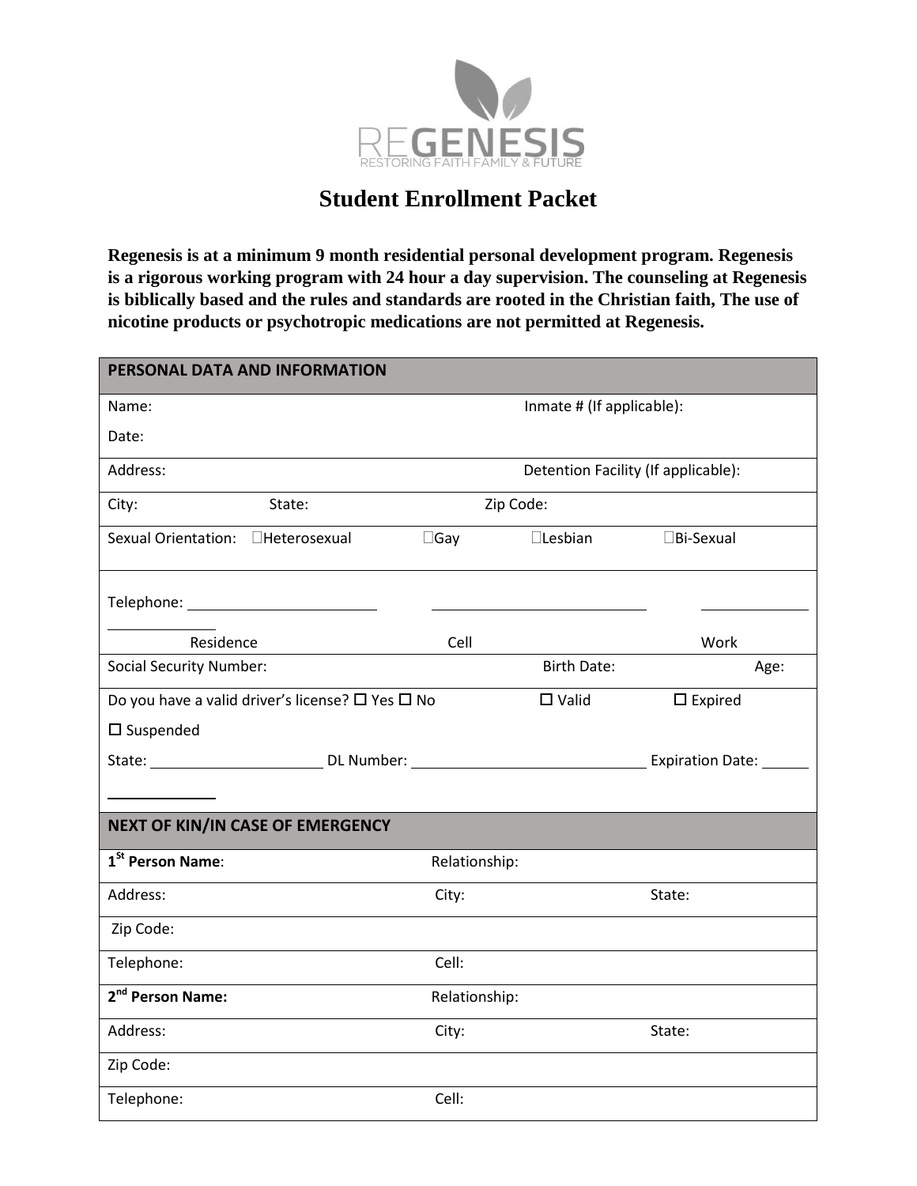REGENESIS
RESTORING FAITH FAMILY & FUTURE

# Student Enrollment Packet

**Regenesis is at a minimum 9 month residential personal development program. Regenesis is a rigorous working program with 24 hour a day supervision. The counseling at Regenesis is biblically based and the rules and standards are rooted in the Christian faith, The use of nicotine products or psychotropic medications are not permitted at Regenesis.**

| PERSONAL DATA AND INFORMATION | | | |
|---|---|---|---|
| Name: | | Inmate # (If applicable): | |
| Date: | | | |
| Address: | | Detention Facility (If applicable): | |
| City: State: | | Zip Code: | |
| Sexual Orientation: ☐Heterosexual | ☐Gay | ☐Lesbian | ☐Bi-Sexual |
| Telephone: ______________ Residence | ______________ Cell | | ______________ Work |
| Social Security Number: | | Birth Date: | Age: |
| Do you have a valid driver's license? ☐ Yes ☐ No | | ☐ Valid | ☐ Expired |
| ☐ Suspended | | | |
| State: ______________ | DL Number: ______________ | | Expiration Date: ______________ |
| **NEXT OF KIN/IN CASE OF EMERGENCY** | | | |
| **1st Person Name**: | Relationship: | | |
| Address: | City: | | State: |
| Zip Code: | | | |
| Telephone: | Cell: | | |
| **2nd Person Name:** | Relationship: | | |
| Address: | City: | | State: |
| Zip Code: | | | |
| Telephone: | Cell: | | |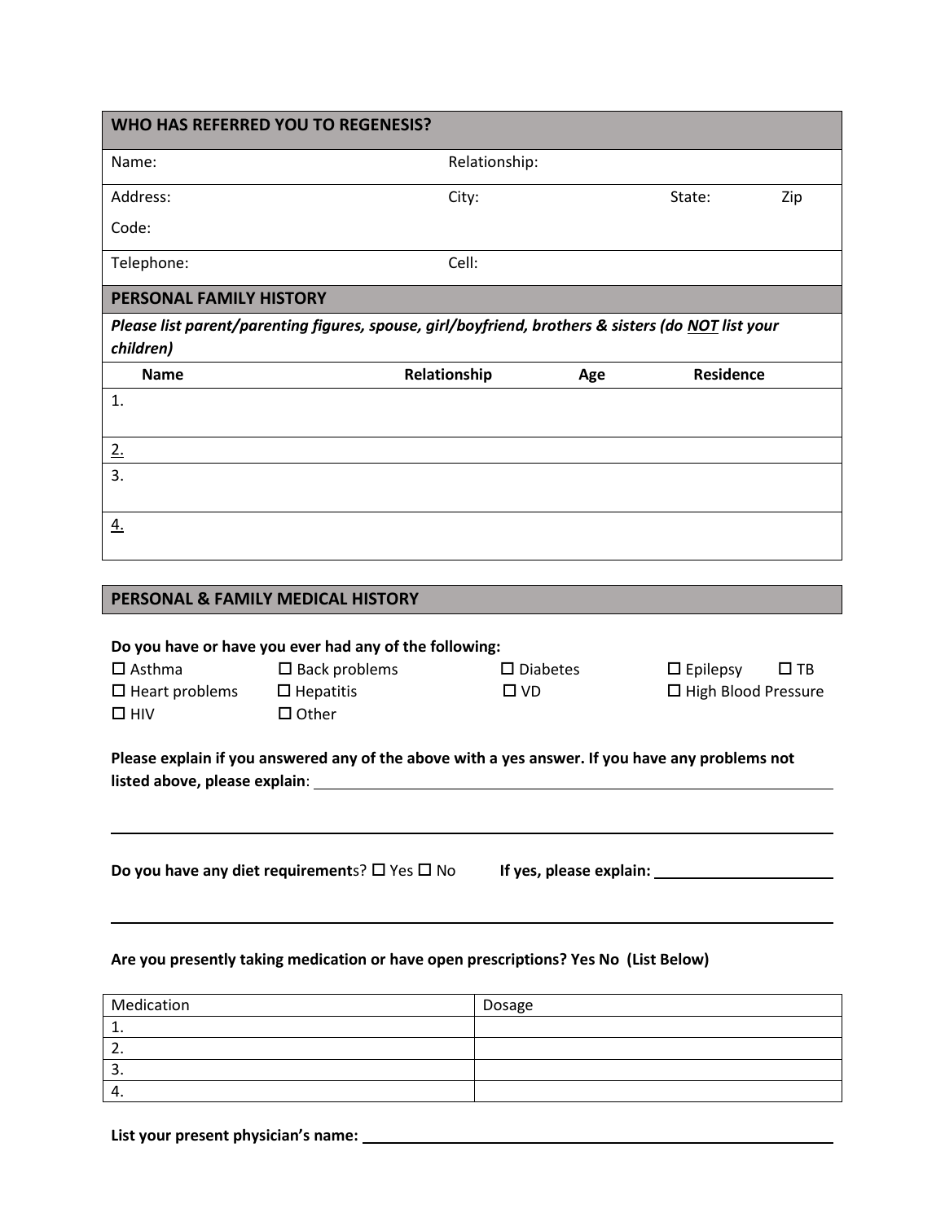| WHO HAS REFERRED YOU TO REGENESIS? | | | |
|---|---|---|---|
| Name: | Relationship: | | |
| Address: | City: | State: | Zip Code: |
| Telephone: | Cell: | | |

| PERSONAL FAMILY HISTORY | | | |
|---|---|---|---|
| ***Please list parent/parenting figures, spouse, girl/boyfriend, brothers & sisters (do NOT list your children)*** | | | |
| **Name** | **Relationship** | **Age** | **Residence** |
| 1. | | | |
| 2. | | | |
| 3. | | | |
| 4. | | | |

## PERSONAL & FAMILY MEDICAL HISTORY

**Do you have or have you ever had any of the following:**

☐ Asthma ☐ Back problems ☐ Diabetes ☐ Epilepsy ☐ TB
☐ Heart problems ☐ Hepatitis ☐ VD ☐ High Blood Pressure
☐ HIV ☐ Other

**Please explain if you answered any of the above with a yes answer. If you have any problems not listed above, please explain**: ______________________________________________

______________________________________________________________________

**Do you have any diet requirement**s? ☐ Yes ☐ No **If yes, please explain:** ____________________

______________________________________________________________________

**Are you presently taking medication or have open prescriptions? Yes No (List Below)**

| Medication | Dosage |
|---|---|
| 1. | |
| 2. | |
| 3. | |
| 4. | |

**List your present physician's name:** ______________________________________________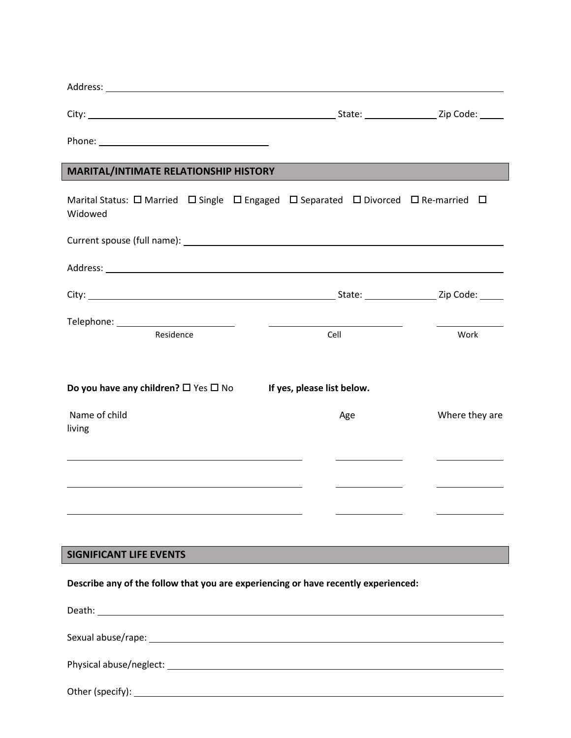Address: ______________________________________________________________

City: ________________________________________ State: ____________ Zip Code: _____

Phone: ____________________________

## MARITAL/INTIMATE RELATIONSHIP HISTORY

Marital Status: ☐ Married ☐ Single ☐ Engaged ☐ Separated ☐ Divorced ☐ Re-married ☐ Widowed

Current spouse (full name): ______________________________________________

Address: ______________________________________________________________

City: ________________________________________ State: ____________ Zip Code: _____

Telephone: ____________________ ____________________ ____________
Residence Cell Work

**Do you have any children?** ☐ Yes ☐ No **If yes, please list below.**

| Name of child | Age | Where they are living |
|---|---|---|
| | | |
| | | |
| | | |

## SIGNIFICANT LIFE EVENTS

**Describe any of the follow that you are experiencing or have recently experienced:**

Death: ______________________________________________________________

Sexual abuse/rape: ____________________________________________________

Physical abuse/neglect: ________________________________________________

Other (specify): ______________________________________________________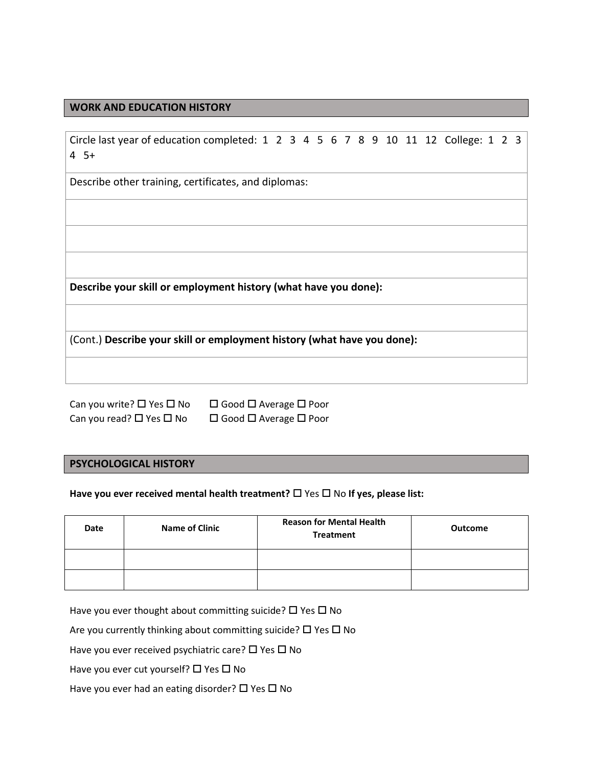## WORK AND EDUCATION HISTORY

| Circle last year of education completed: 1 2 3 4 5 6 7 8 9 10 11 12 College: 1 2 3 4 5+ |
|---|
| Describe other training, certificates, and diplomas: |
| |
| |
| |
| **Describe your skill or employment history (what have you done):** |
| |
| (Cont.) **Describe your skill or employment history (what have you done):** |
| |

Can you write? ☐ Yes ☐ No ☐ Good ☐ Average ☐ Poor
Can you read? ☐ Yes ☐ No ☐ Good ☐ Average ☐ Poor

## PSYCHOLOGICAL HISTORY

**Have you ever received mental health treatment?** ☐ Yes ☐ No **If yes, please list:**

| Date | Name of Clinic | Reason for Mental Health Treatment | Outcome |
|---|---|---|---|
| | | | |
| | | | |

Have you ever thought about committing suicide? ☐ Yes ☐ No

Are you currently thinking about committing suicide? ☐ Yes ☐ No

Have you ever received psychiatric care? ☐ Yes ☐ No

Have you ever cut yourself? ☐ Yes ☐ No

Have you ever had an eating disorder? ☐ Yes ☐ No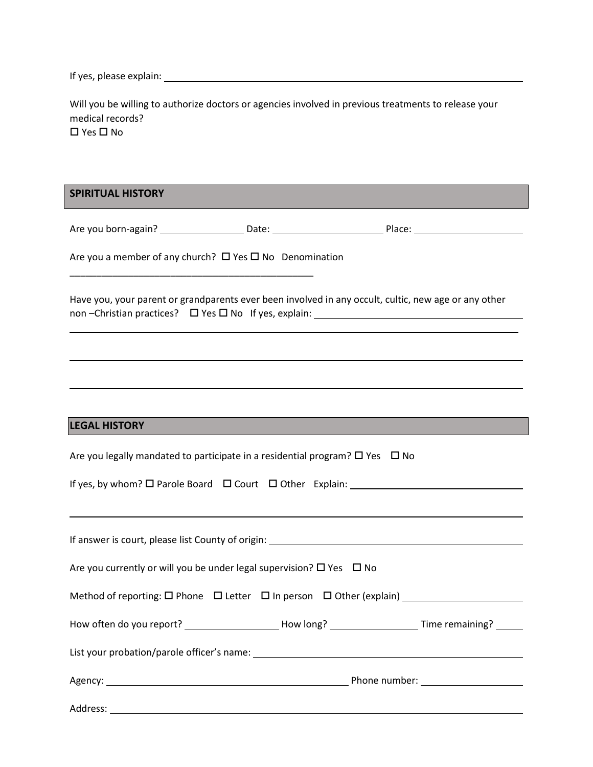If yes, please explain: ________________________________________________

Will you be willing to authorize doctors or agencies involved in previous treatments to release your medical records?
☐ Yes ☐ No

## SPIRITUAL HISTORY

Are you born-again? ______________ Date: __________________ Place: __________________

Are you a member of any church? ☐ Yes ☐ No Denomination
_____________________________________________

Have you, your parent or grandparents ever been involved in any occult, cultic, new age or any other non –Christian practices? ☐ Yes ☐ No If yes, explain: ______________________________________

________________________________________________________________________________

________________________________________________________________________________

________________________________________________________________________________

## LEGAL HISTORY

Are you legally mandated to participate in a residential program? ☐ Yes ☐ No

If yes, by whom? ☐ Parole Board ☐ Court ☐ Other Explain: ______________________________

________________________________________________________________________________

If answer is court, please list County of origin: ____________________________________________

Are you currently or will you be under legal supervision? ☐ Yes ☐ No

Method of reporting: ☐ Phone ☐ Letter ☐ In person ☐ Other (explain) ____________________

How often do you report? ________________ How long? _______________ Time remaining? _____

List your probation/parole officer's name: ____________________________________________

Agency: __________________________________________ Phone number: __________________

Address: ________________________________________________________________________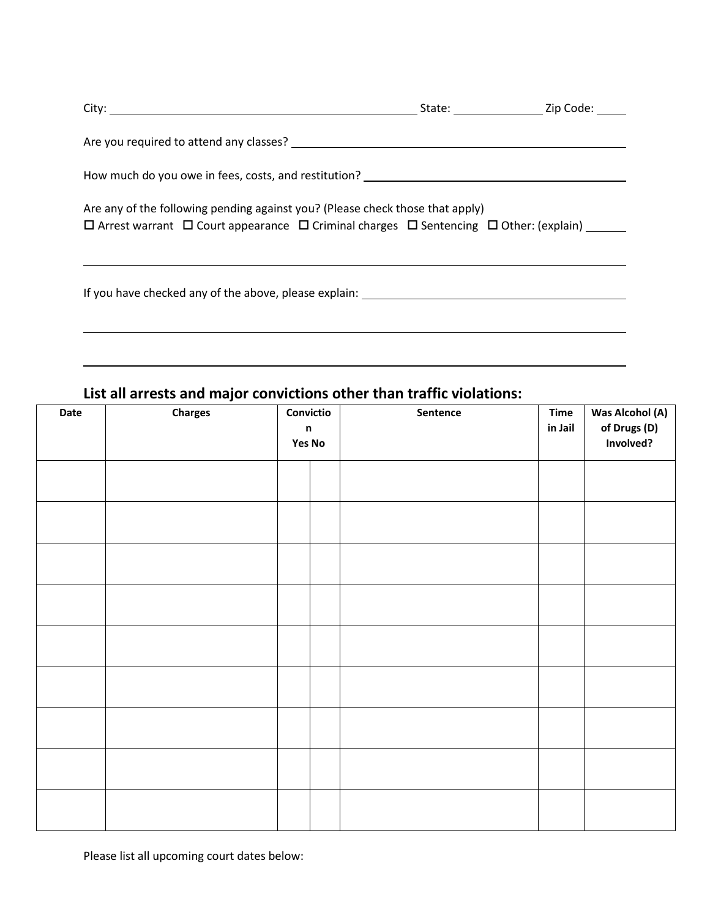City: ______________________________ State: __________ Zip Code: ____

Are you required to attend any classes? ______________________________

How much do you owe in fees, costs, and restitution? ______________________________

Are any of the following pending against you? (Please check those that apply)
☐ Arrest warrant ☐ Court appearance ☐ Criminal charges ☐ Sentencing ☐ Other: (explain) ______

______________________________________________________________

If you have checked any of the above, please explain: ______________________________

______________________________________________________________

______________________________________________________________

## List all arrests and major convictions other than traffic violations:

| Date | Charges | Conviction Yes | Conviction No | Sentence | Time in Jail | Was Alcohol (A) of Drugs (D) Involved? |
|---|---|---|---|---|---|---|
| | | | | | | |
| | | | | | | |
| | | | | | | |
| | | | | | | |
| | | | | | | |
| | | | | | | |
| | | | | | | |
| | | | | | | |
| | | | | | | |

Please list all upcoming court dates below: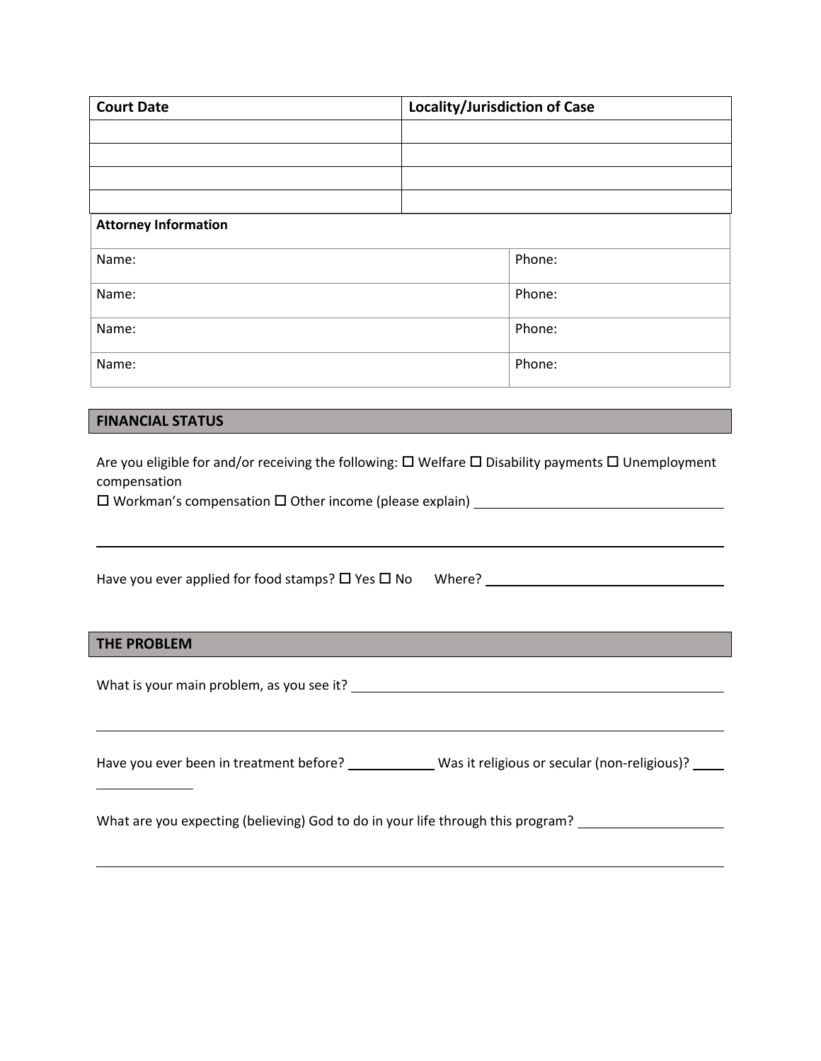| Court Date | Locality/Jurisdiction of Case |
| --- | --- |
| | |
| | |
| | |
| | |

| Attorney Information | |
| --- | --- |
| Name: | Phone: |
| Name: | Phone: |
| Name: | Phone: |
| Name: | Phone: |

## FINANCIAL STATUS

Are you eligible for and/or receiving the following: ☐ Welfare ☐ Disability payments ☐ Unemployment compensation
☐ Workman's compensation ☐ Other income (please explain) ____________________________________

______________________________________________________________________________

Have you ever applied for food stamps? ☐ Yes ☐ No      Where? ____________________________________

## THE PROBLEM

What is your main problem, as you see it? ____________________________________________________

______________________________________________________________________________

Have you ever been in treatment before? ____________ Was it religious or secular (non-religious)? ____________

What are you expecting (believing) God to do in your life through this program? ____________________

______________________________________________________________________________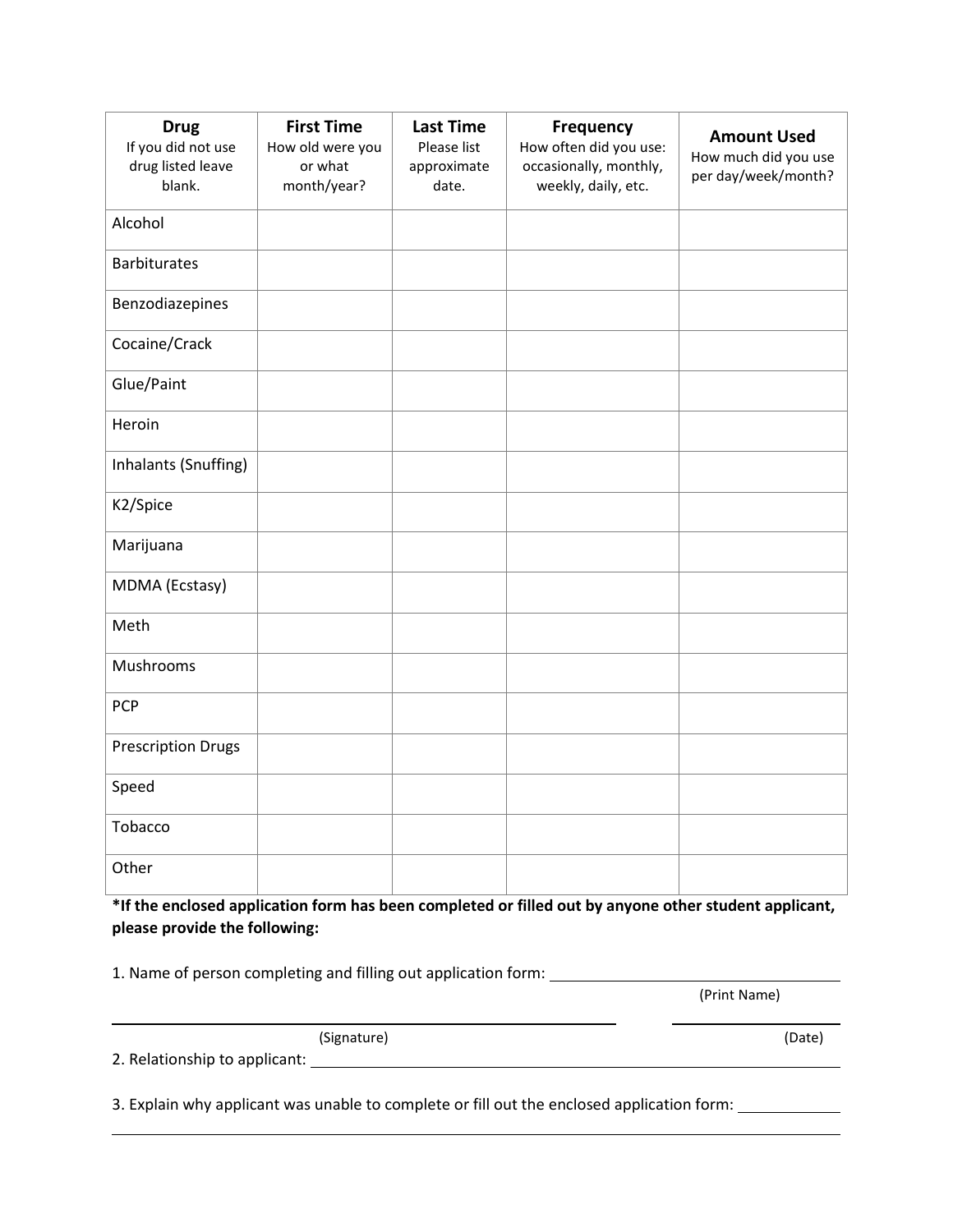| **Drug** If you did not use drug listed leave blank. | **First Time** How old were you or what month/year? | **Last Time** Please list approximate date. | **Frequency** How often did you use: occasionally, monthly, weekly, daily, etc. | **Amount Used** How much did you use per day/week/month? |
|---|---|---|---|---|
| Alcohol | | | | |
| Barbiturates | | | | |
| Benzodiazepines | | | | |
| Cocaine/Crack | | | | |
| Glue/Paint | | | | |
| Heroin | | | | |
| Inhalants (Snuffing) | | | | |
| K2/Spice | | | | |
| Marijuana | | | | |
| MDMA (Ecstasy) | | | | |
| Meth | | | | |
| Mushrooms | | | | |
| PCP | | | | |
| Prescription Drugs | | | | |
| Speed | | | | |
| Tobacco | | | | |
| Other | | | | |

**\*If the enclosed application form has been completed or filled out by anyone other student applicant, please provide the following:**

1. Name of person completing and filling out application form: ______________________
(Print Name)

______________________________ (Signature) ______________ (Date)

2. Relationship to applicant: ______________________

3. Explain why applicant was unable to complete or fill out the enclosed application form: ______________________

______________________________________________